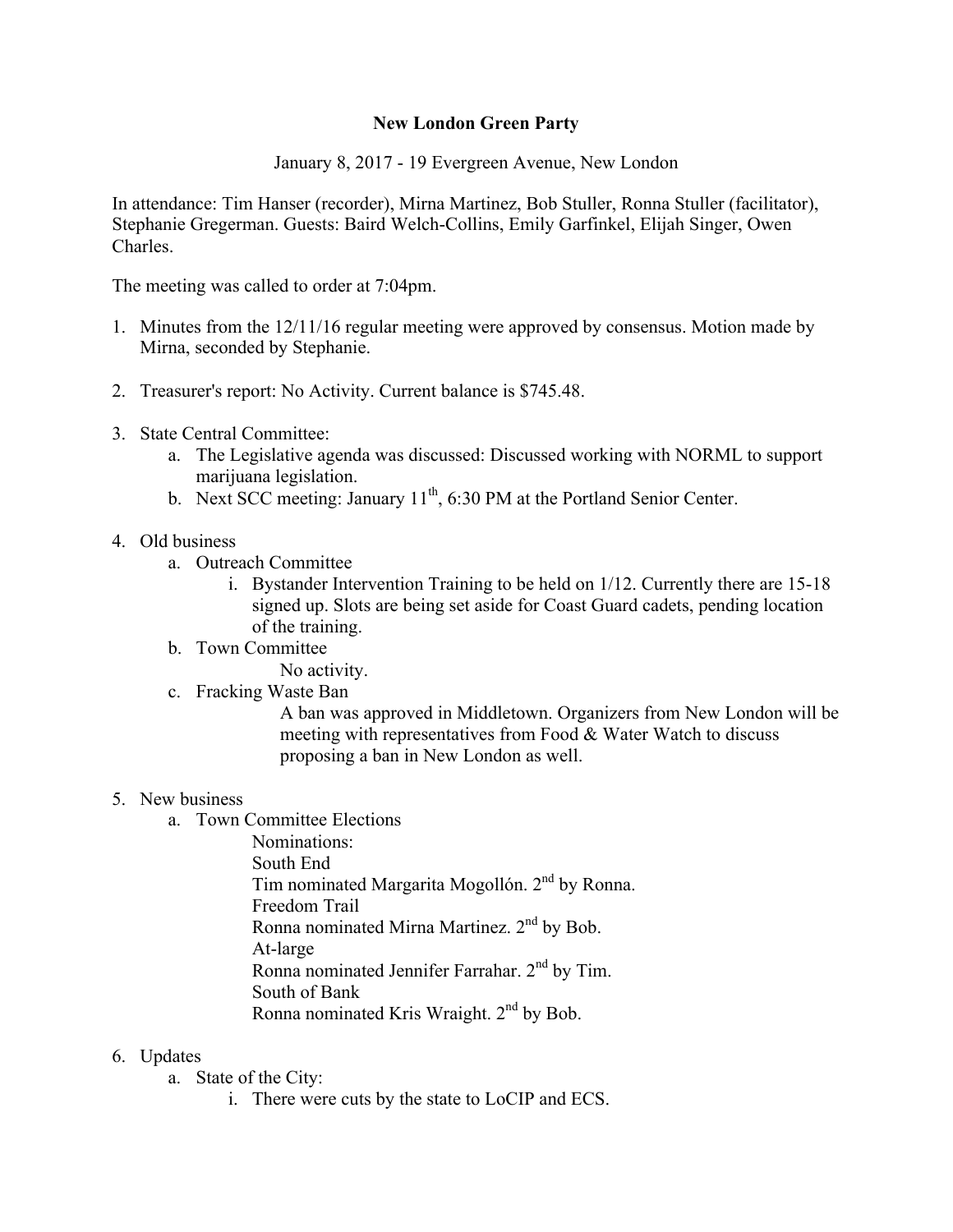# New London Green Party

January 8, 2017 - 19 Evergreen Avenue, New London

In attendance: Tim Hanser (recorder), Mirna Martinez, Bob Stuller, Ronna Stuller (facilitator), Stephanie Gregerman. Guests: Baird Welch-Collins, Emily Garfinkel, Elijah Singer, Owen Charles.

The meeting was called to order at 7:04pm.

1. Minutes from the 12/11/16 regular meeting were approved by consensus. Motion made by Mirna, seconded by Stephanie.

2. Treasurer's report: No Activity. Current balance is $745.48.

3. State Central Committee:
   a. The Legislative agenda was discussed: Discussed working with NORML to support marijuana legislation.
   b. Next SCC meeting: January 11th, 6:30 PM at the Portland Senior Center.

4. Old business
   a. Outreach Committee
      i. Bystander Intervention Training to be held on 1/12. Currently there are 15-18 signed up. Slots are being set aside for Coast Guard cadets, pending location of the training.
   b. Town Committee
      No activity.
   c. Fracking Waste Ban
      A ban was approved in Middletown. Organizers from New London will be meeting with representatives from Food & Water Watch to discuss proposing a ban in New London as well.

5. New business
   a. Town Committee Elections
      Nominations:
      South End
      Tim nominated Margarita Mogollón. 2nd by Ronna.
      Freedom Trail
      Ronna nominated Mirna Martinez. 2nd by Bob.
      At-large
      Ronna nominated Jennifer Farrahar. 2nd by Tim.
      South of Bank
      Ronna nominated Kris Wraight. 2nd by Bob.

6. Updates
   a. State of the City:
      i. There were cuts by the state to LoCIP and ECS.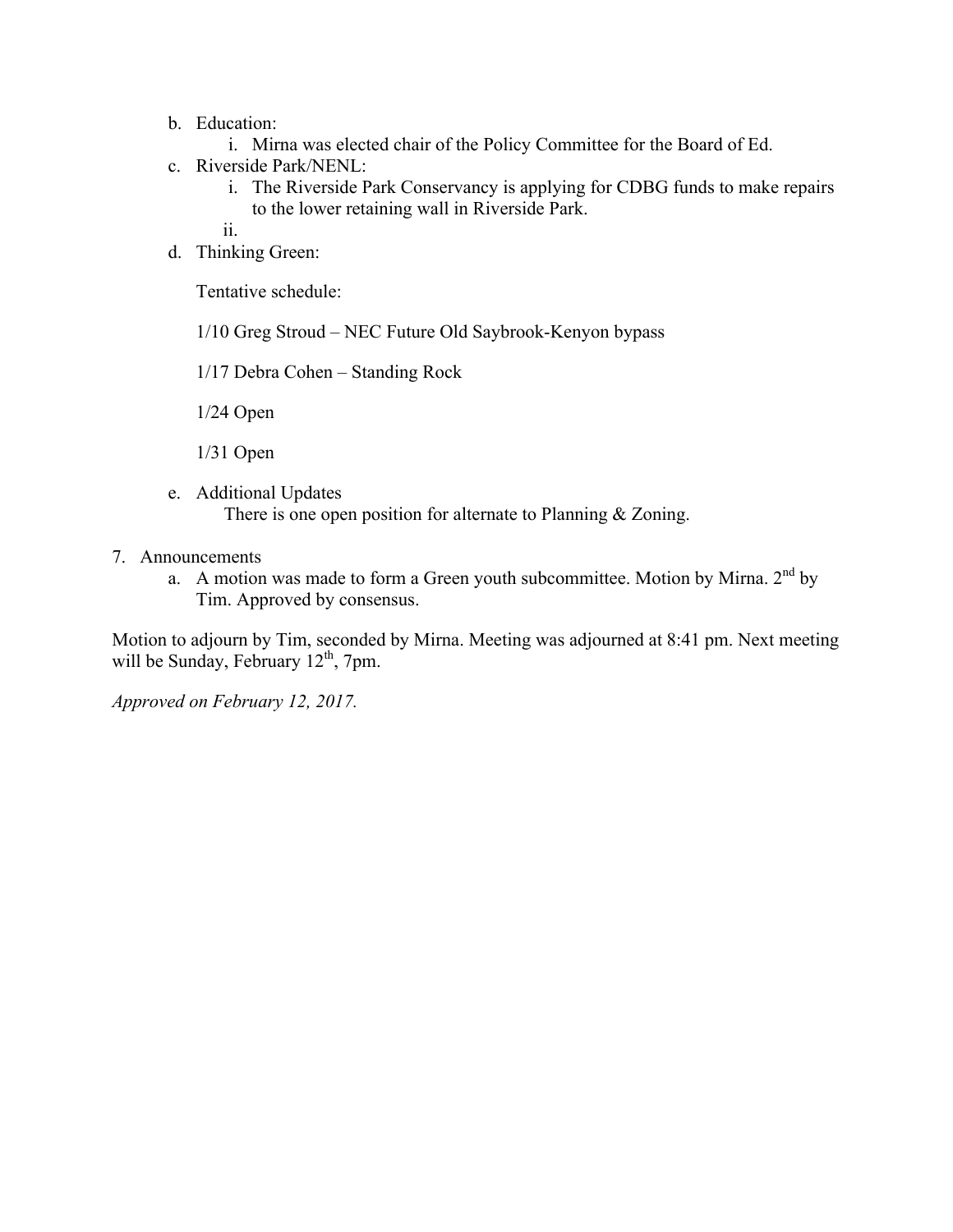b. Education:
    i. Mirna was elected chair of the Policy Committee for the Board of Ed.
c. Riverside Park/NENL:
    i. The Riverside Park Conservancy is applying for CDBG funds to make repairs to the lower retaining wall in Riverside Park.
    ii.
d. Thinking Green:

    Tentative schedule:

    1/10 Greg Stroud – NEC Future Old Saybrook-Kenyon bypass

    1/17 Debra Cohen – Standing Rock

    1/24 Open

    1/31 Open

e. Additional Updates
    There is one open position for alternate to Planning & Zoning.

7. Announcements
    a. A motion was made to form a Green youth subcommittee. Motion by Mirna. 2nd by Tim. Approved by consensus.

Motion to adjourn by Tim, seconded by Mirna. Meeting was adjourned at 8:41 pm. Next meeting will be Sunday, February 12th, 7pm.

*Approved on February 12, 2017.*